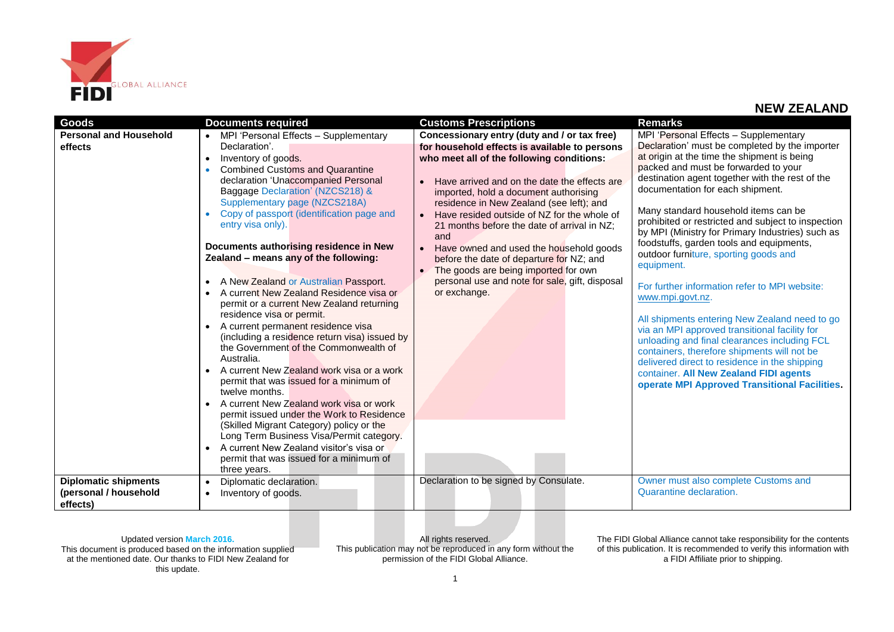FIDI GLOBAL ALLIANCE

## NEW ZEALAND

| Goods | Documents required | Customs Prescriptions | Remarks |
|---|---|---|---|
| **Personal and Household effects** | • MPI 'Personal Effects – Supplementary Declaration'.<br>• Inventory of goods.<br>• Combined Customs and Quarantine declaration 'Unaccompanied Personal Baggage Declaration' (NZCS218) & Supplementary page (NZCS218A)<br>• Copy of passport (identification page and entry visa only).<br><br>**Documents authorising residence in New Zealand – means any of the following:**<br><br>• A New Zealand or Australian Passport.<br>• A current New Zealand Residence visa or permit or a current New Zealand returning residence visa or permit.<br>• A current permanent residence visa (including a residence return visa) issued by the Government of the Commonwealth of Australia.<br>• A current New Zealand work visa or a work permit that was issued for a minimum of twelve months.<br>• A current New Zealand work visa or work permit issued under the Work to Residence (Skilled Migrant Category) policy or the Long Term Business Visa/Permit category.<br>• A current New Zealand visitor's visa or permit that was issued for a minimum of three years. | **Concessionary entry (duty and / or tax free) for household effects is available to persons who meet all of the following conditions:**<br><br>• Have arrived and on the date the effects are imported, hold a document authorising residence in New Zealand (see left); and<br>• Have resided outside of NZ for the whole of 21 months before the date of arrival in NZ; and<br>• Have owned and used the household goods before the date of departure for NZ; and<br>• The goods are being imported for own personal use and note for sale, gift, disposal or exchange. | MPI 'Personal Effects – Supplementary Declaration' must be completed by the importer at origin at the time the shipment is being packed and must be forwarded to your destination agent together with the rest of the documentation for each shipment.<br><br>Many standard household items can be prohibited or restricted and subject to inspection by MPI (Ministry for Primary Industries) such as foodstuffs, garden tools and equipments, outdoor furniture, sporting goods and equipment.<br><br>For further information refer to MPI website: www.mpi.govt.nz.<br><br>All shipments entering New Zealand need to go via an MPI approved transitional facility for unloading and final clearances including FCL containers, therefore shipments will not be delivered direct to residence in the shipping container. **All New Zealand FIDI agents operate MPI Approved Transitional Facilities.** |
| **Diplomatic shipments (personal / household effects)** | • Diplomatic declaration.<br>• Inventory of goods. | Declaration to be signed by Consulate. | Owner must also complete Customs and Quarantine declaration. |

Updated version March 2016.
This document is produced based on the information supplied at the mentioned date. Our thanks to FIDI New Zealand for this update.

All rights reserved.
This publication may not be reproduced in any form without the permission of the FIDI Global Alliance.

The FIDI Global Alliance cannot take responsibility for the contents of this publication. It is recommended to verify this information with a FIDI Affiliate prior to shipping.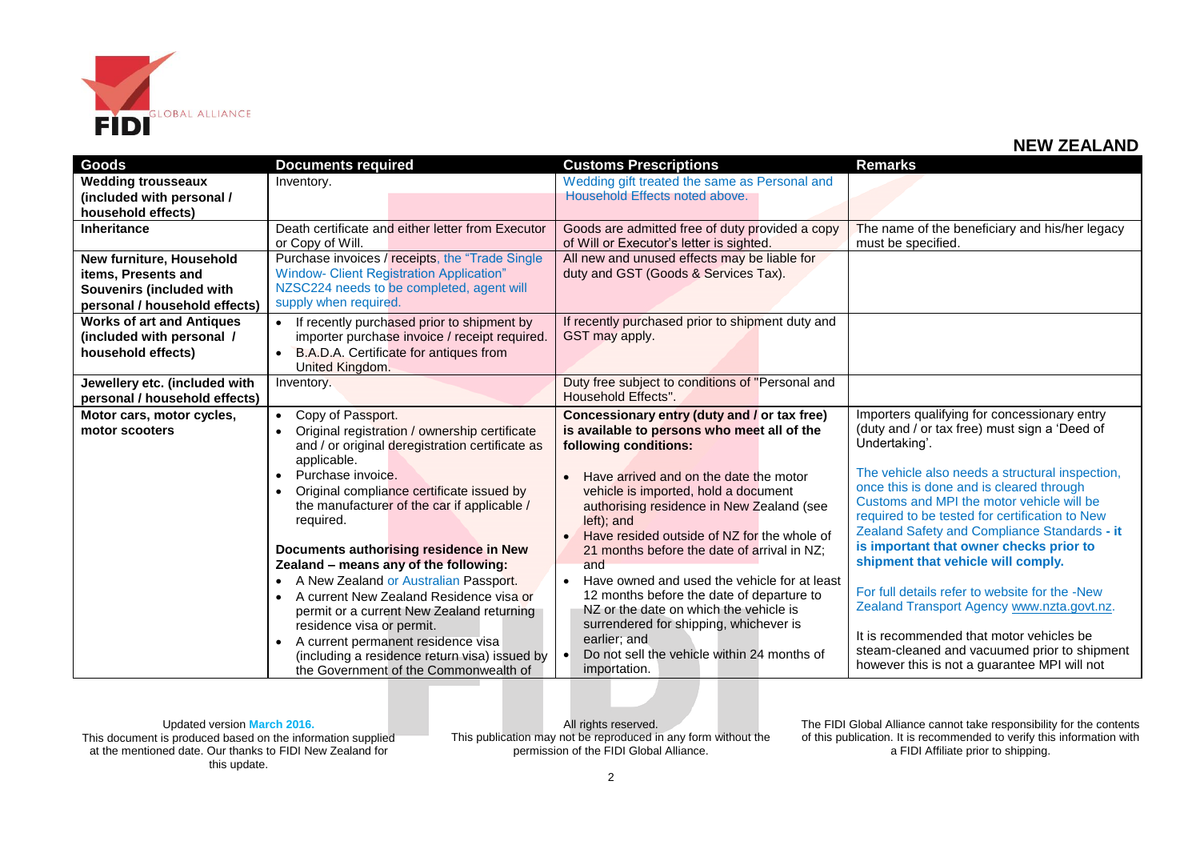## NEW ZEALAND

| Goods | Documents required | Customs Prescriptions | Remarks |
|---|---|---|---|
| **Wedding trousseaux (included with personal / household effects)** | Inventory. | Wedding gift treated the same as Personal and Household Effects noted above. | |
| **Inheritance** | Death certificate and either letter from Executor or Copy of Will. | Goods are admitted free of duty provided a copy of Will or Executor's letter is sighted. | The name of the beneficiary and his/her legacy must be specified. |
| **New furniture, Household items, Presents and Souvenirs (included with personal / household effects)** | Purchase invoices / receipts, the "Trade Single Window- Client Registration Application" NZSC224 needs to be completed, agent will supply when required. | All new and unused effects may be liable for duty and GST (Goods & Services Tax). | |
| **Works of art and Antiques (included with personal / household effects)** | • If recently purchased prior to shipment by importer purchase invoice / receipt required.<br>• B.A.D.A. Certificate for antiques from United Kingdom. | If recently purchased prior to shipment duty and GST may apply. | |
| **Jewellery etc. (included with personal / household effects)** | Inventory. | Duty free subject to conditions of "Personal and Household Effects". | |
| **Motor cars, motor cycles, motor scooters** | • Copy of Passport.<br>• Original registration / ownership certificate and / or original deregistration certificate as applicable.<br>• Purchase invoice.<br>• Original compliance certificate issued by the manufacturer of the car if applicable / required.<br><br>**Documents authorising residence in New Zealand – means any of the following:**<br>• A New Zealand or Australian Passport.<br>• A current New Zealand Residence visa or permit or a current New Zealand returning residence visa or permit.<br>• A current permanent residence visa (including a residence return visa) issued by the Government of the Commonwealth of | **Concessionary entry (duty and / or tax free) is available to persons who meet all of the following conditions:**<br><br>• Have arrived and on the date the motor vehicle is imported, hold a document authorising residence in New Zealand (see left); and<br>• Have resided outside of NZ for the whole of 21 months before the date of arrival in NZ; and<br>• Have owned and used the vehicle for at least 12 months before the date of departure to NZ or the date on which the vehicle is surrendered for shipping, whichever is earlier; and<br>• Do not sell the vehicle within 24 months of importation. | Importers qualifying for concessionary entry (duty and / or tax free) must sign a 'Deed of Undertaking'.<br><br>The vehicle also needs a structural inspection, once this is done and is cleared through Customs and MPI the motor vehicle will be required to be tested for certification to New Zealand Safety and Compliance Standards **- it is important that owner checks prior to shipment that vehicle will comply.**<br><br>For full details refer to website for the -New Zealand Transport Agency www.nzta.govt.nz.<br><br>It is recommended that motor vehicles be steam-cleaned and vacuumed prior to shipment however this is not a guarantee MPI will not |

Updated version March 2016.
This document is produced based on the information supplied at the mentioned date. Our thanks to FIDI New Zealand for this update.

All rights reserved.
This publication may not be reproduced in any form without the permission of the FIDI Global Alliance.

The FIDI Global Alliance cannot take responsibility for the contents of this publication. It is recommended to verify this information with a FIDI Affiliate prior to shipping.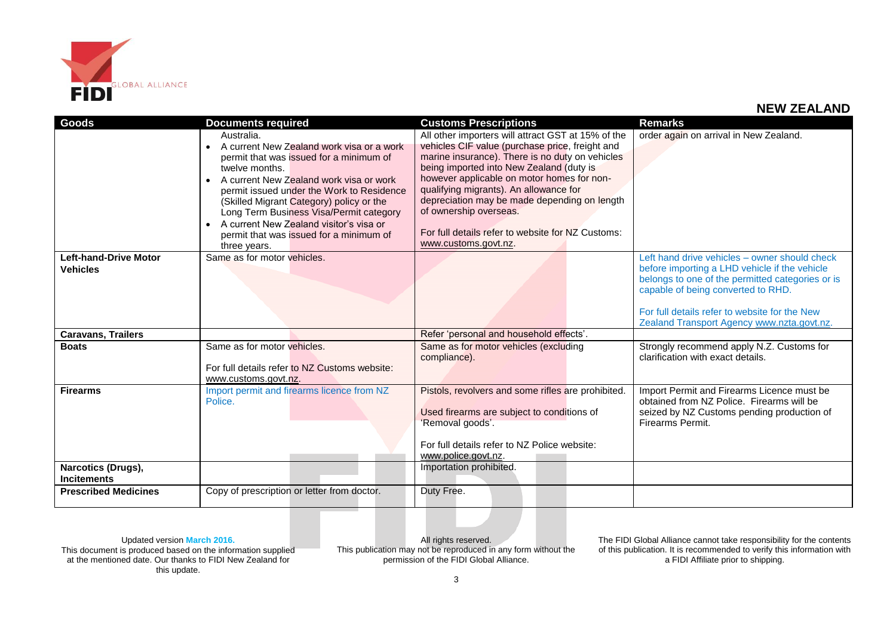## NEW ZEALAND

| Goods | Documents required | Customs Prescriptions | Remarks |
| --- | --- | --- | --- |
| | Australia.<br>• A current New Zealand work visa or a work permit that was issued for a minimum of twelve months.<br>• A current New Zealand work visa or work permit issued under the Work to Residence (Skilled Migrant Category) policy or the Long Term Business Visa/Permit category<br>• A current New Zealand visitor's visa or permit that was issued for a minimum of three years. | All other importers will attract GST at 15% of the vehicles CIF value (purchase price, freight and marine insurance). There is no duty on vehicles being imported into New Zealand (duty is however applicable on motor homes for non-qualifying migrants). An allowance for depreciation may be made depending on length of ownership overseas.<br><br>For full details refer to website for NZ Customs: www.customs.govt.nz. | order again on arrival in New Zealand. |
| **Left-hand-Drive Motor Vehicles** | Same as for motor vehicles. | | Left hand drive vehicles – owner should check before importing a LHD vehicle if the vehicle belongs to one of the permitted categories or is capable of being converted to RHD.<br><br>For full details refer to website for the New Zealand Transport Agency www.nzta.govt.nz. |
| **Caravans, Trailers** | | Refer 'personal and household effects'. | |
| **Boats** | Same as for motor vehicles.<br><br>For full details refer to NZ Customs website: www.customs.govt.nz. | Same as for motor vehicles (excluding compliance). | Strongly recommend apply N.Z. Customs for clarification with exact details. |
| **Firearms** | Import permit and firearms licence from NZ Police. | Pistols, revolvers and some rifles are prohibited.<br><br>Used firearms are subject to conditions of 'Removal goods'.<br><br>For full details refer to NZ Police website: www.police.govt.nz. | Import Permit and Firearms Licence must be obtained from NZ Police. Firearms will be seized by NZ Customs pending production of Firearms Permit. |
| **Narcotics (Drugs), Incitements** | | Importation prohibited. | |
| **Prescribed Medicines** | Copy of prescription or letter from doctor. | Duty Free. | |

Updated version March 2016.
This document is produced based on the information supplied at the mentioned date. Our thanks to FIDI New Zealand for this update.

All rights reserved.
This publication may not be reproduced in any form without the permission of the FIDI Global Alliance.

The FIDI Global Alliance cannot take responsibility for the contents of this publication. It is recommended to verify this information with a FIDI Affiliate prior to shipping.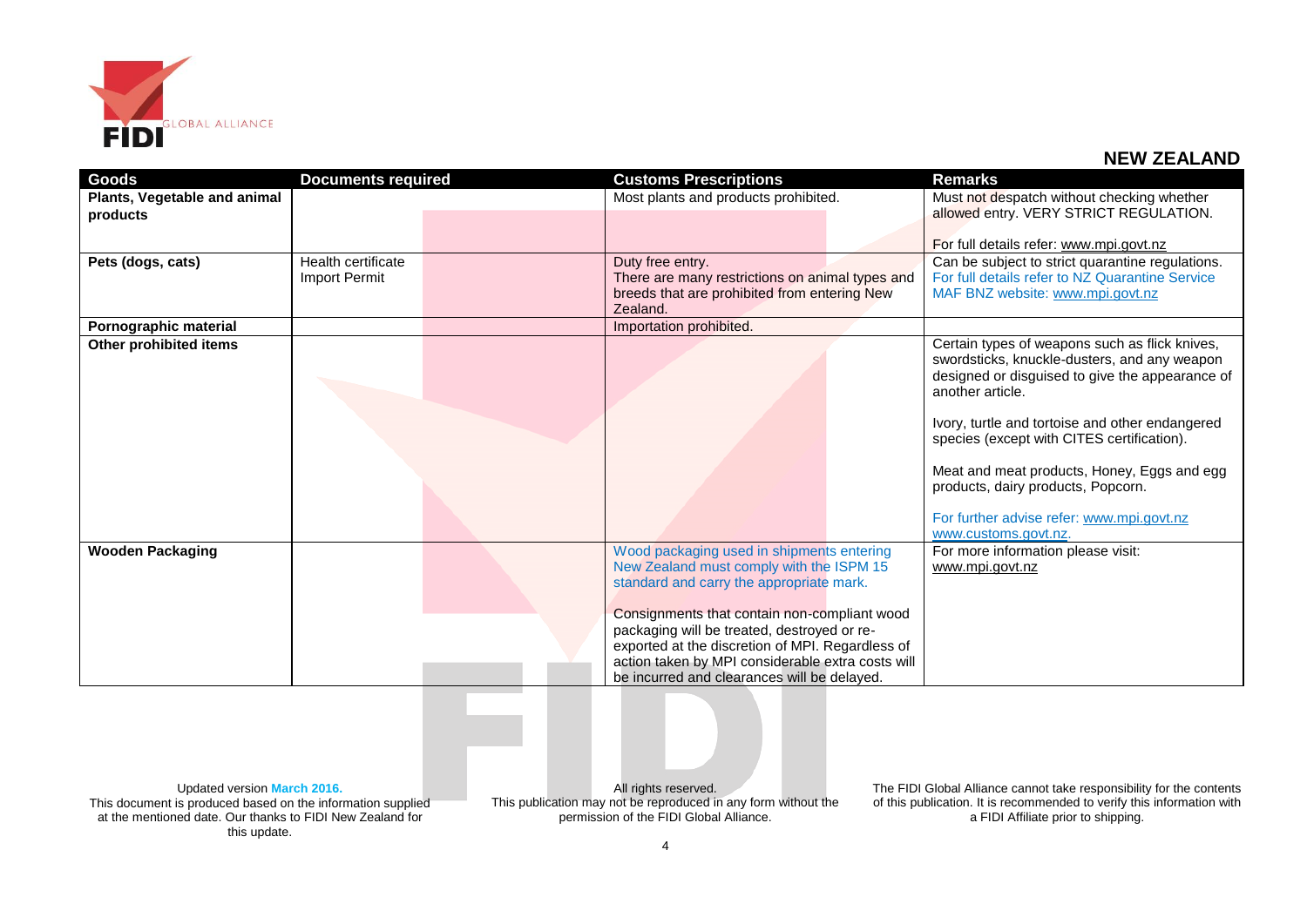## NEW ZEALAND

| Goods | Documents required | Customs Prescriptions | Remarks |
|---|---|---|---|
| **Plants, Vegetable and animal products** | | Most plants and products prohibited. | Must not despatch without checking whether allowed entry. VERY STRICT REGULATION.<br><br>For full details refer: www.mpi.govt.nz |
| **Pets (dogs, cats)** | Health certificate<br>Import Permit | Duty free entry.<br>There are many restrictions on animal types and breeds that are prohibited from entering New Zealand. | Can be subject to strict quarantine regulations.<br>For full details refer to NZ Quarantine Service MAF BNZ website: www.mpi.govt.nz |
| **Pornographic material** | | Importation prohibited. | |
| **Other prohibited items** | | | Certain types of weapons such as flick knives, swordsticks, knuckle-dusters, and any weapon designed or disguised to give the appearance of another article.<br><br>Ivory, turtle and tortoise and other endangered species (except with CITES certification).<br><br>Meat and meat products, Honey, Eggs and egg products, dairy products, Popcorn.<br><br>For further advise refer: www.mpi.govt.nz www.customs.govt.nz. |
| **Wooden Packaging** | | Wood packaging used in shipments entering New Zealand must comply with the ISPM 15 standard and carry the appropriate mark.<br><br>Consignments that contain non-compliant wood packaging will be treated, destroyed or re-exported at the discretion of MPI. Regardless of action taken by MPI considerable extra costs will be incurred and clearances will be delayed. | For more information please visit: www.mpi.govt.nz |

Updated version March 2016.
This document is produced based on the information supplied at the mentioned date. Our thanks to FIDI New Zealand for this update.

All rights reserved.
This publication may not be reproduced in any form without the permission of the FIDI Global Alliance.

The FIDI Global Alliance cannot take responsibility for the contents of this publication. It is recommended to verify this information with a FIDI Affiliate prior to shipping.